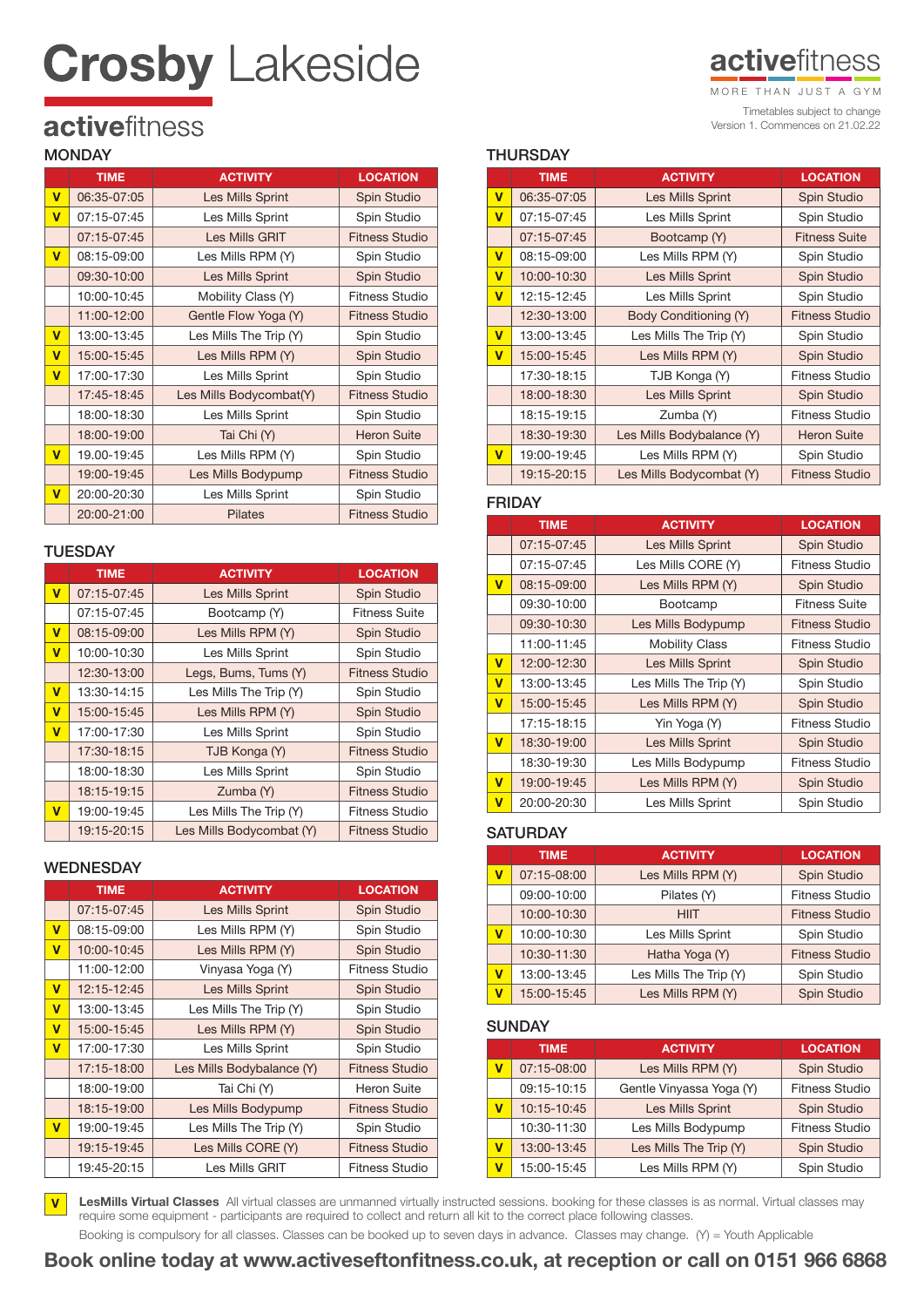# **Crosby** Lakeside

**active**fitness

**active**fitness

MORE THAN JUST A GYM

Timetables subject to change
Version 1. Commences on 21.02.22

## MONDAY

| | TIME | ACTIVITY | LOCATION |
|---|---|---|---|
| V | 06:35-07:05 | Les Mills Sprint | Spin Studio |
| V | 07:15-07:45 | Les Mills Sprint | Spin Studio |
| | 07:15-07:45 | Les Mills GRIT | Fitness Studio |
| V | 08:15-09:00 | Les Mills RPM (Y) | Spin Studio |
| | 09:30-10:00 | Les Mills Sprint | Spin Studio |
| | 10:00-10:45 | Mobility Class (Y) | Fitness Studio |
| | 11:00-12:00 | Gentle Flow Yoga (Y) | Fitness Studio |
| V | 13:00-13:45 | Les Mills The Trip (Y) | Spin Studio |
| V | 15:00-15:45 | Les Mills RPM (Y) | Spin Studio |
| V | 17:00-17:30 | Les Mills Sprint | Spin Studio |
| | 17:45-18:45 | Les Mills Bodycombat(Y) | Fitness Studio |
| | 18:00-18:30 | Les Mills Sprint | Spin Studio |
| | 18:00-19:00 | Tai Chi (Y) | Heron Suite |
| V | 19.00-19:45 | Les Mills RPM (Y) | Spin Studio |
| | 19:00-19:45 | Les Mills Bodypump | Fitness Studio |
| V | 20:00-20:30 | Les Mills Sprint | Spin Studio |
| | 20:00-21:00 | Pilates | Fitness Studio |

## TUESDAY

| | TIME | ACTIVITY | LOCATION |
|---|---|---|---|
| V | 07:15-07:45 | Les Mills Sprint | Spin Studio |
| | 07:15-07:45 | Bootcamp (Y) | Fitness Suite |
| V | 08:15-09:00 | Les Mills RPM (Y) | Spin Studio |
| V | 10:00-10:30 | Les Mills Sprint | Spin Studio |
| | 12:30-13:00 | Legs, Bums, Tums (Y) | Fitness Studio |
| V | 13:30-14:15 | Les Mills The Trip (Y) | Spin Studio |
| V | 15:00-15:45 | Les Mills RPM (Y) | Spin Studio |
| V | 17:00-17:30 | Les Mills Sprint | Spin Studio |
| | 17:30-18:15 | TJB Konga (Y) | Fitness Studio |
| | 18:00-18:30 | Les Mills Sprint | Spin Studio |
| | 18:15-19:15 | Zumba (Y) | Fitness Studio |
| V | 19:00-19:45 | Les Mills The Trip (Y) | Fitness Studio |
| | 19:15-20:15 | Les Mills Bodycombat (Y) | Fitness Studio |

## WEDNESDAY

| | TIME | ACTIVITY | LOCATION |
|---|---|---|---|
| | 07:15-07:45 | Les Mills Sprint | Spin Studio |
| V | 08:15-09:00 | Les Mills RPM (Y) | Spin Studio |
| V | 10:00-10:45 | Les Mills RPM (Y) | Spin Studio |
| | 11:00-12:00 | Vinyasa Yoga (Y) | Fitness Studio |
| V | 12:15-12:45 | Les Mills Sprint | Spin Studio |
| V | 13:00-13:45 | Les Mills The Trip (Y) | Spin Studio |
| V | 15:00-15:45 | Les Mills RPM (Y) | Spin Studio |
| V | 17:00-17:30 | Les Mills Sprint | Spin Studio |
| | 17:15-18:00 | Les Mills Bodybalance (Y) | Fitness Studio |
| | 18:00-19:00 | Tai Chi (Y) | Heron Suite |
| | 18:15-19:00 | Les Mills Bodypump | Fitness Studio |
| V | 19:00-19:45 | Les Mills The Trip (Y) | Spin Studio |
| | 19:15-19:45 | Les Mills CORE (Y) | Fitness Studio |
| | 19:45-20:15 | Les Mills GRIT | Fitness Studio |

## THURSDAY

| | TIME | ACTIVITY | LOCATION |
|---|---|---|---|
| V | 06:35-07:05 | Les Mills Sprint | Spin Studio |
| V | 07:15-07:45 | Les Mills Sprint | Spin Studio |
| | 07:15-07:45 | Bootcamp (Y) | Fitness Suite |
| V | 08:15-09:00 | Les Mills RPM (Y) | Spin Studio |
| V | 10:00-10:30 | Les Mills Sprint | Spin Studio |
| V | 12:15-12:45 | Les Mills Sprint | Spin Studio |
| | 12:30-13:00 | Body Conditioning (Y) | Fitness Studio |
| V | 13:00-13:45 | Les Mills The Trip (Y) | Spin Studio |
| V | 15:00-15:45 | Les Mills RPM (Y) | Spin Studio |
| | 17:30-18:15 | TJB Konga (Y) | Fitness Studio |
| | 18:00-18:30 | Les Mills Sprint | Spin Studio |
| | 18:15-19:15 | Zumba (Y) | Fitness Studio |
| | 18:30-19:30 | Les Mills Bodybalance (Y) | Heron Suite |
| V | 19:00-19:45 | Les Mills RPM (Y) | Spin Studio |
| | 19:15-20:15 | Les Mills Bodycombat (Y) | Fitness Studio |

## FRIDAY

| | TIME | ACTIVITY | LOCATION |
|---|---|---|---|
| | 07:15-07:45 | Les Mills Sprint | Spin Studio |
| | 07:15-07:45 | Les Mills CORE (Y) | Fitness Studio |
| V | 08:15-09:00 | Les Mills RPM (Y) | Spin Studio |
| | 09:30-10:00 | Bootcamp | Fitness Suite |
| | 09:30-10:30 | Les Mills Bodypump | Fitness Studio |
| | 11:00-11:45 | Mobility Class | Fitness Studio |
| V | 12:00-12:30 | Les Mills Sprint | Spin Studio |
| V | 13:00-13:45 | Les Mills The Trip (Y) | Spin Studio |
| V | 15:00-15:45 | Les Mills RPM (Y) | Spin Studio |
| | 17:15-18:15 | Yin Yoga (Y) | Fitness Studio |
| V | 18:30-19:00 | Les Mills Sprint | Spin Studio |
| | 18:30-19:30 | Les Mills Bodypump | Fitness Studio |
| V | 19:00-19:45 | Les Mills RPM (Y) | Spin Studio |
| V | 20:00-20:30 | Les Mills Sprint | Spin Studio |

## SATURDAY

| | TIME | ACTIVITY | LOCATION |
|---|---|---|---|
| V | 07:15-08:00 | Les Mills RPM (Y) | Spin Studio |
| | 09:00-10:00 | Pilates (Y) | Fitness Studio |
| | 10:00-10:30 | HIIT | Fitness Studio |
| V | 10:00-10:30 | Les Mills Sprint | Spin Studio |
| | 10:30-11:30 | Hatha Yoga (Y) | Fitness Studio |
| V | 13:00-13:45 | Les Mills The Trip (Y) | Spin Studio |
| V | 15:00-15:45 | Les Mills RPM (Y) | Spin Studio |

## SUNDAY

| | TIME | ACTIVITY | LOCATION |
|---|---|---|---|
| V | 07:15-08:00 | Les Mills RPM (Y) | Spin Studio |
| | 09:15-10:15 | Gentle Vinyassa Yoga (Y) | Fitness Studio |
| V | 10:15-10:45 | Les Mills Sprint | Spin Studio |
| | 10:30-11:30 | Les Mills Bodypump | Fitness Studio |
| V | 13:00-13:45 | Les Mills The Trip (Y) | Spin Studio |
| V | 15:00-15:45 | Les Mills RPM (Y) | Spin Studio |

V **LesMills Virtual Classes** All virtual classes are unmanned virtually instructed sessions. booking for these classes is as normal. Virtual classes may require some equipment - participants are required to collect and return all kit to the correct place following classes.

Booking is compulsory for all classes. Classes can be booked up to seven days in advance. Classes may change. (Y) = Youth Applicable

**Book online today at www.activeseftonfitness.co.uk, at reception or call on 0151 966 6868**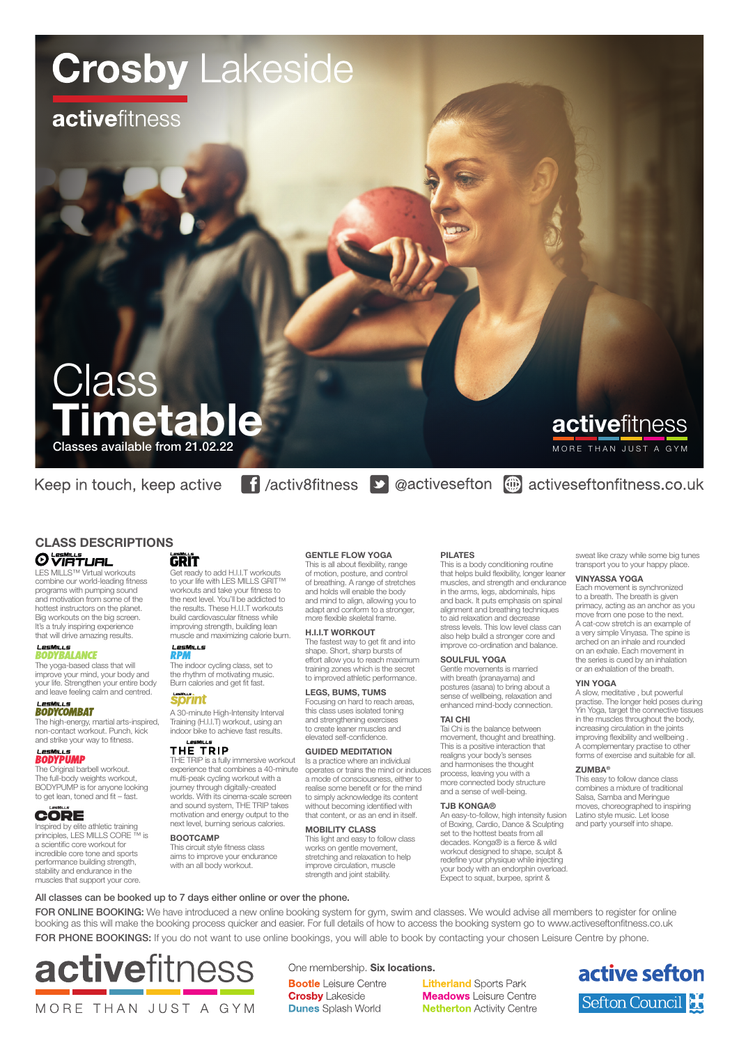# Crosby Lakeside

**active**fitness

# Class **Timetable**

Classes available from 21.02.22

**active**fitness

MORE THAN JUST A GYM

Keep in touch, keep active /activ8fitness @activesefton activeseftonfitness.co.uk

## CLASS DESCRIPTIONS

**LESMILLS VIRTUAL**
LES MILLS™ Virtual workouts combine our world-leading fitness programs with pumping sound and motivation from some of the hottest instructors on the planet. Big workouts on the big screen. It's a truly inspiring experience that will drive amazing results.

**LESMILLS BODYBALANCE**
The yoga-based class that will improve your mind, your body and your entire body and leave feeling calm and centred.

**LESMILLS BODYCOMBAT**
The high-energy, martial arts-inspired, non-contact workout. Punch, kick and strike your way to fitness.

**LESMILLS BODYPUMP**
The Original barbell workout. The full-body weights workout, BODYPUMP is for anyone looking to get lean, toned and fit – fast.

**LESMILLS CORE**
Inspired by elite athletic training principles, LES MILLS CORE ™ is a scientific core workout for incredible core tone and sports performance building strength, stability and endurance in the muscles that support your core.

**LESMILLS GRIT**
Get ready to add H.I.I.T workouts to your life with LES MILLS GRIT™ workouts and take your fitness to the next level. You'll be addicted to the results. These H.I.I.T workouts build cardiovascular fitness while improving strength, building lean muscle and maximizing calorie burn.

**LESMILLS RPM**
The indoor cycling class, set to the rhythm of motivating music. Burn calories and get fit fast.

**LESMILLS sprint**
A 30-minute High-Intensity Interval Training (H.I.I.T) workout, using an indoor bike to achieve fast results.

**LESMILLS THE TRIP**
THE TRIP is a fully immersive workout experience that combines a 40-minute multi-peak cycling workout with a journey through digitally-created worlds. With its cinema-scale screen and sound system, THE TRIP takes motivation and energy output to the next level, burning serious calories.

**BOOTCAMP**
This circuit style fitness class aims to improve your endurance with an all body workout.

**GENTLE FLOW YOGA**
This is all about flexibility, range of motion, posture, and control of breathing. A range of stretches and holds will enable the body and mind to align, allowing you to adapt and conform to a stronger, more flexible skeletal frame.

**H.I.I.T WORKOUT**
The fastest way to get fit and into shape. Short, sharp bursts of effort allow you to reach maximum training zones which is the secret to improved athletic performance.

**LEGS, BUMS, TUMS**
Focusing on hard to reach areas, this class uses isolated toning and strengthening exercises to create leaner muscles and elevated self-confidence.

**GUIDED MEDITATION**
Is a practice where an individual operates or trains the mind or induces a mode of consciousness, either to realise some benefit or for the mind to simply acknowledge its content without becoming identified with that content, or as an end in itself.

**MOBILITY CLASS**
This light and easy to follow class works on gentle movement, stretching and relaxation to help improve circulation, muscle strength and joint stability.

**PILATES**
This is a body conditioning routine that helps build flexibility, longer leaner muscles, and strength and endurance in the arms, legs, abdominals, hips and back. It puts emphasis on spinal alignment and breathing techniques to aid relaxation and decrease stress levels. This low level class can also help build a stronger core and improve co-ordination and balance.

**SOULFUL YOGA**
Gentle movements is married with breath (pranayama) and postures (asana) to bring about a sense of wellbeing, relaxation and enhanced mind-body connection.

**TAI CHI**
Tai Chi is the balance between movement, thought and breathing. This is a positive interaction that realigns your body's senses and harmonises the thought process, leaving you with a more connected body structure and a sense of well-being.

**TJB KONGA®**
An easy-to-follow, high intensity fusion of Boxing, Cardio, Dance & Sculpting set to the hottest beats from all decades. Konga® is a fierce & wild workout designed to shape, sculpt & redefine your physique while injecting your body with an endorphin overload. Expect to squat, burpee, sprint & sweat like crazy while some big tunes transport you to your happy place.

**VINYASSA YOGA**
Each movement is synchronized to a breath. The breath is given primacy, acting as an anchor as you move from one pose to the next. A cat-cow stretch is an example of a very simple Vinyasa. The spine is arched on an inhale and rounded on an exhale. Each movement in the series is cued by an inhalation or an exhalation of the breath.

**YIN YOGA**
A slow, meditative , but powerful practise. The longer held poses during Yin Yoga, target the connective tissues in the muscles throughout the body, increasing circulation in the joints improving flexibility and wellbeing . A complementary practise to other forms of exercise and suitable for all.

**ZUMBA®**
This easy to follow dance class combines a mixture of traditional Salsa, Samba and Meringue moves, choreographed to inspiring Latino style music. Let loose and party yourself into shape.

All classes can be booked up to 7 days either online or over the phone.

**FOR ONLINE BOOKING:** We have introduced a new online booking system for gym, swim and classes. We would advise all members to register for online booking as this will make the booking process quicker and easier. For full details of how to access the booking system go to www.activeseftonfitness.co.uk

**FOR PHONE BOOKINGS:** If you do not want to use online bookings, you will able to book by contacting your chosen Leisure Centre by phone.

**active**fitness
MORE THAN JUST A GYM

One membership. **Six locations.**

**Bootle** Leisure Centre
**Crosby** Lakeside
**Dunes** Splash World
**Litherland** Sports Park
**Meadows** Leisure Centre
**Netherton** Activity Centre

active sefton
Sefton Council